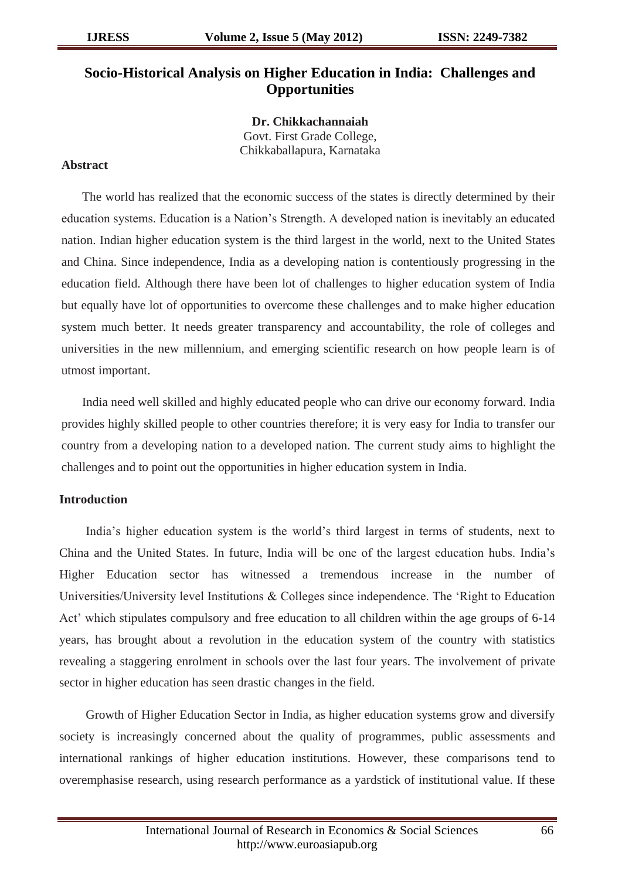# Socio-Historical Analysis on Higher Education in India: Challenges and Opportunities

**Dr. Chikkachannaiah**
Govt. First Grade College,
Chikkaballapura, Karnataka

## Abstract

The world has realized that the economic success of the states is directly determined by their education systems. Education is a Nation's Strength. A developed nation is inevitably an educated nation. Indian higher education system is the third largest in the world, next to the United States and China. Since independence, India as a developing nation is contentiously progressing in the education field. Although there have been lot of challenges to higher education system of India but equally have lot of opportunities to overcome these challenges and to make higher education system much better. It needs greater transparency and accountability, the role of colleges and universities in the new millennium, and emerging scientific research on how people learn is of utmost important.

India need well skilled and highly educated people who can drive our economy forward. India provides highly skilled people to other countries therefore; it is very easy for India to transfer our country from a developing nation to a developed nation. The current study aims to highlight the challenges and to point out the opportunities in higher education system in India.

## Introduction

India's higher education system is the world's third largest in terms of students, next to China and the United States. In future, India will be one of the largest education hubs. India's Higher Education sector has witnessed a tremendous increase in the number of Universities/University level Institutions & Colleges since independence. The 'Right to Education Act' which stipulates compulsory and free education to all children within the age groups of 6-14 years, has brought about a revolution in the education system of the country with statistics revealing a staggering enrolment in schools over the last four years. The involvement of private sector in higher education has seen drastic changes in the field.

Growth of Higher Education Sector in India, as higher education systems grow and diversify society is increasingly concerned about the quality of programmes, public assessments and international rankings of higher education institutions. However, these comparisons tend to overemphasise research, using research performance as a yardstick of institutional value. If these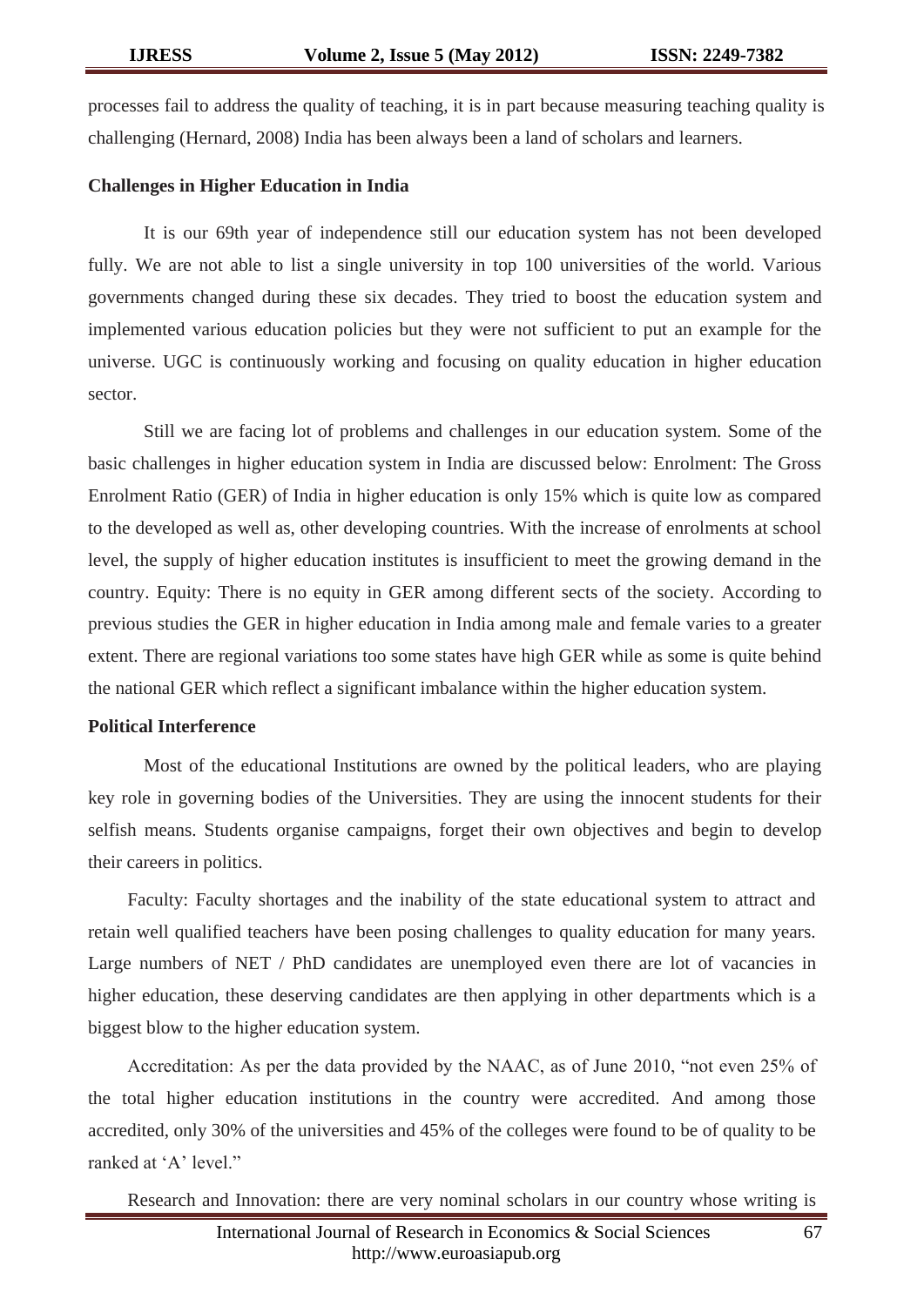processes fail to address the quality of teaching, it is in part because measuring teaching quality is challenging (Hernard, 2008) India has been always been a land of scholars and learners.

**Challenges in Higher Education in India**

It is our 69th year of independence still our education system has not been developed fully. We are not able to list a single university in top 100 universities of the world. Various governments changed during these six decades. They tried to boost the education system and implemented various education policies but they were not sufficient to put an example for the universe. UGC is continuously working and focusing on quality education in higher education sector.

Still we are facing lot of problems and challenges in our education system. Some of the basic challenges in higher education system in India are discussed below: Enrolment: The Gross Enrolment Ratio (GER) of India in higher education is only 15% which is quite low as compared to the developed as well as, other developing countries. With the increase of enrolments at school level, the supply of higher education institutes is insufficient to meet the growing demand in the country. Equity: There is no equity in GER among different sects of the society. According to previous studies the GER in higher education in India among male and female varies to a greater extent. There are regional variations too some states have high GER while as some is quite behind the national GER which reflect a significant imbalance within the higher education system.

**Political Interference**

Most of the educational Institutions are owned by the political leaders, who are playing key role in governing bodies of the Universities. They are using the innocent students for their selfish means. Students organise campaigns, forget their own objectives and begin to develop their careers in politics.

Faculty: Faculty shortages and the inability of the state educational system to attract and retain well qualified teachers have been posing challenges to quality education for many years. Large numbers of NET / PhD candidates are unemployed even there are lot of vacancies in higher education, these deserving candidates are then applying in other departments which is a biggest blow to the higher education system.

Accreditation: As per the data provided by the NAAC, as of June 2010, "not even 25% of the total higher education institutions in the country were accredited. And among those accredited, only 30% of the universities and 45% of the colleges were found to be of quality to be ranked at 'A' level."

Research and Innovation: there are very nominal scholars in our country whose writing is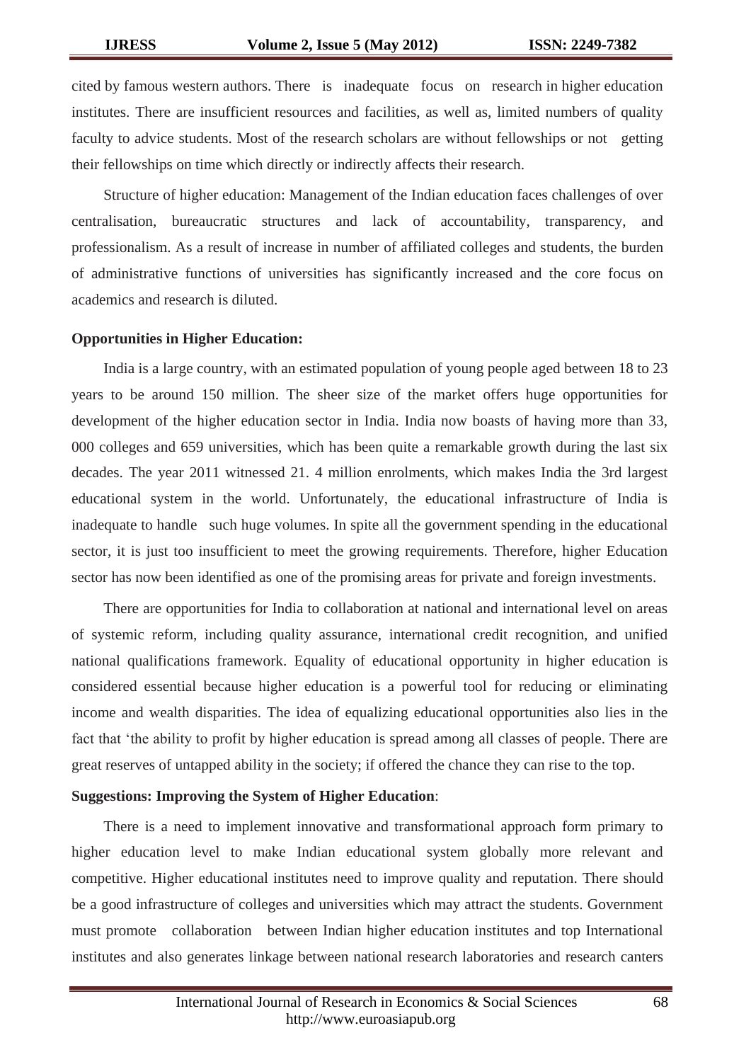cited by famous western authors. There is inadequate focus on research in higher education institutes. There are insufficient resources and facilities, as well as, limited numbers of quality faculty to advice students. Most of the research scholars are without fellowships or not getting their fellowships on time which directly or indirectly affects their research.

Structure of higher education: Management of the Indian education faces challenges of over centralisation, bureaucratic structures and lack of accountability, transparency, and professionalism. As a result of increase in number of affiliated colleges and students, the burden of administrative functions of universities has significantly increased and the core focus on academics and research is diluted.

**Opportunities in Higher Education:**

India is a large country, with an estimated population of young people aged between 18 to 23 years to be around 150 million. The sheer size of the market offers huge opportunities for development of the higher education sector in India. India now boasts of having more than 33, 000 colleges and 659 universities, which has been quite a remarkable growth during the last six decades. The year 2011 witnessed 21. 4 million enrolments, which makes India the 3rd largest educational system in the world. Unfortunately, the educational infrastructure of India is inadequate to handle such huge volumes. In spite all the government spending in the educational sector, it is just too insufficient to meet the growing requirements. Therefore, higher Education sector has now been identified as one of the promising areas for private and foreign investments.

There are opportunities for India to collaboration at national and international level on areas of systemic reform, including quality assurance, international credit recognition, and unified national qualifications framework. Equality of educational opportunity in higher education is considered essential because higher education is a powerful tool for reducing or eliminating income and wealth disparities. The idea of equalizing educational opportunities also lies in the fact that 'the ability to profit by higher education is spread among all classes of people. There are great reserves of untapped ability in the society; if offered the chance they can rise to the top.

**Suggestions: Improving the System of Higher Education**:

There is a need to implement innovative and transformational approach form primary to higher education level to make Indian educational system globally more relevant and competitive. Higher educational institutes need to improve quality and reputation. There should be a good infrastructure of colleges and universities which may attract the students. Government must promote collaboration between Indian higher education institutes and top International institutes and also generates linkage between national research laboratories and research canters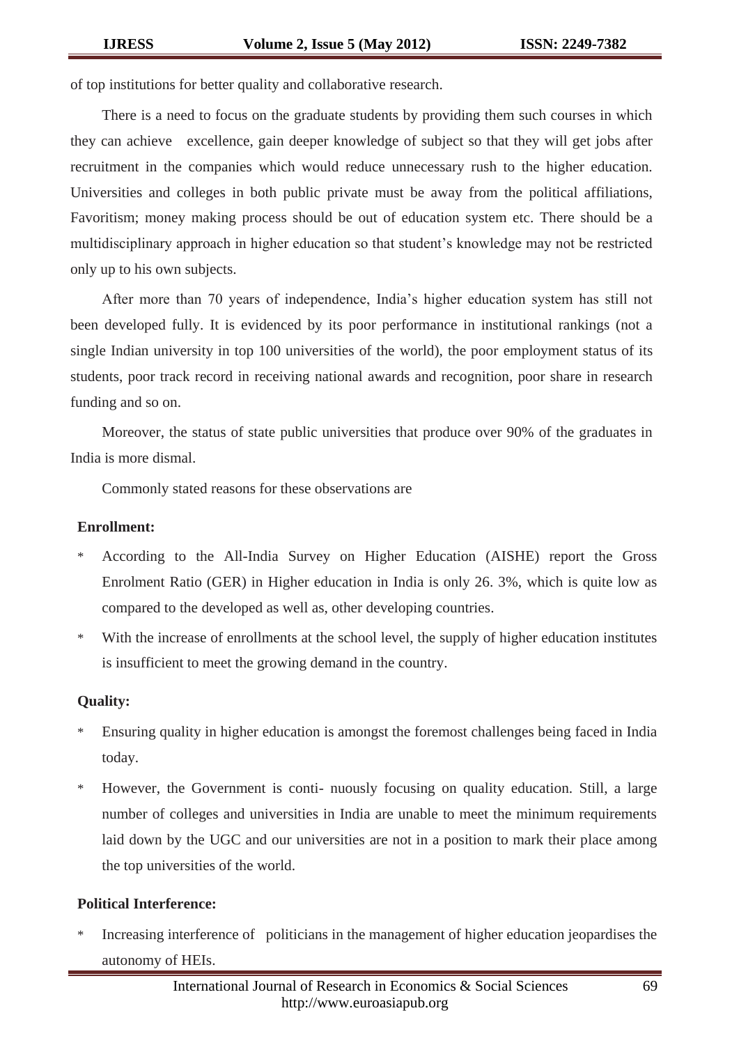of top institutions for better quality and collaborative research.

There is a need to focus on the graduate students by providing them such courses in which they can achieve excellence, gain deeper knowledge of subject so that they will get jobs after recruitment in the companies which would reduce unnecessary rush to the higher education. Universities and colleges in both public private must be away from the political affiliations, Favoritism; money making process should be out of education system etc. There should be a multidisciplinary approach in higher education so that student's knowledge may not be restricted only up to his own subjects.

After more than 70 years of independence, India's higher education system has still not been developed fully. It is evidenced by its poor performance in institutional rankings (not a single Indian university in top 100 universities of the world), the poor employment status of its students, poor track record in receiving national awards and recognition, poor share in research funding and so on.

Moreover, the status of state public universities that produce over 90% of the graduates in India is more dismal.

Commonly stated reasons for these observations are

**Enrollment:**

* According to the All-India Survey on Higher Education (AISHE) report the Gross Enrolment Ratio (GER) in Higher education in India is only 26. 3%, which is quite low as compared to the developed as well as, other developing countries.
* With the increase of enrollments at the school level, the supply of higher education institutes is insufficient to meet the growing demand in the country.

**Quality:**

* Ensuring quality in higher education is amongst the foremost challenges being faced in India today.
* However, the Government is conti- nuously focusing on quality education. Still, a large number of colleges and universities in India are unable to meet the minimum requirements laid down by the UGC and our universities are not in a position to mark their place among the top universities of the world.

**Political Interference:**

* Increasing interference of politicians in the management of higher education jeopardises the autonomy of HEIs.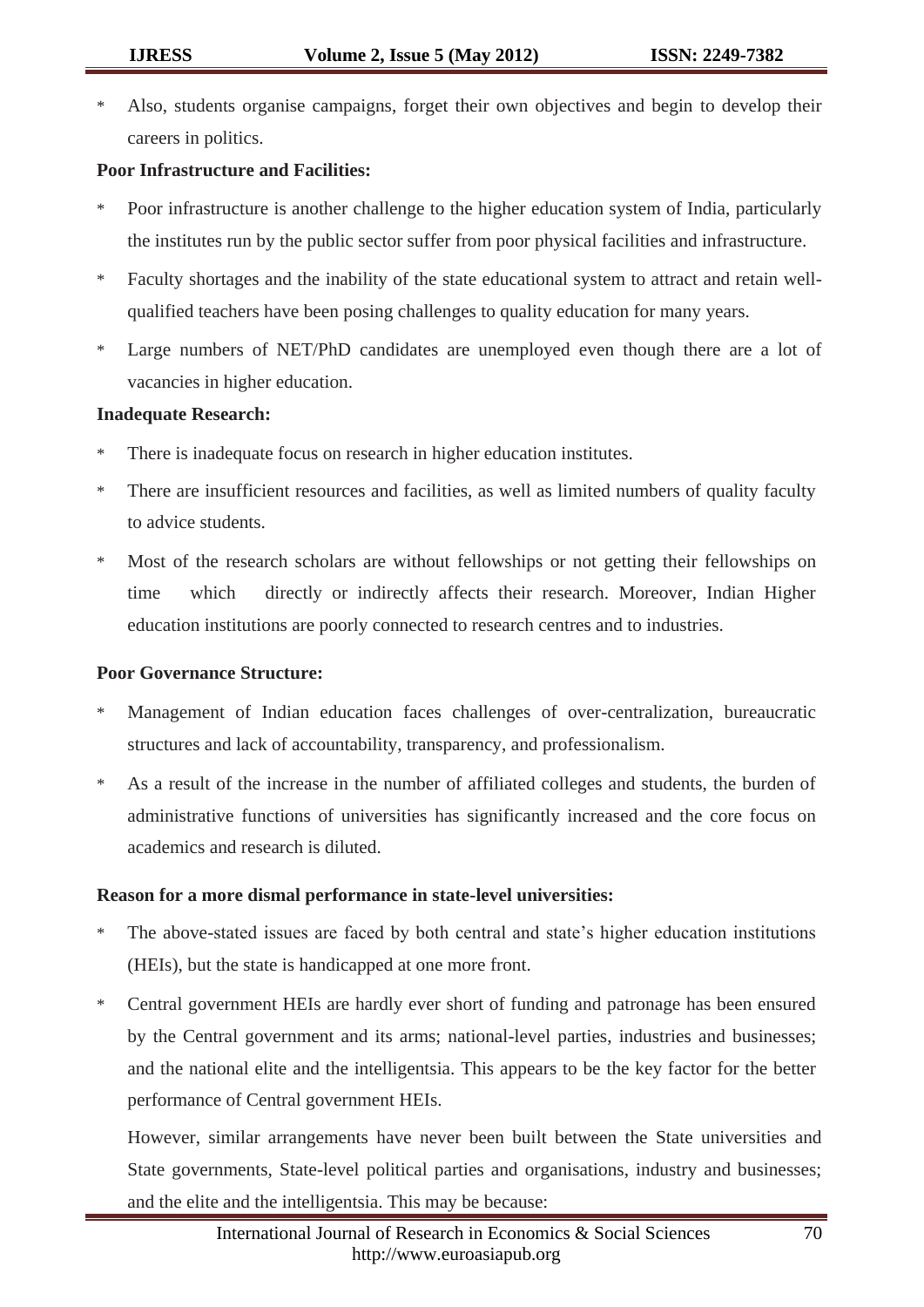* Also, students organise campaigns, forget their own objectives and begin to develop their careers in politics.

**Poor Infrastructure and Facilities:**

* Poor infrastructure is another challenge to the higher education system of India, particularly the institutes run by the public sector suffer from poor physical facilities and infrastructure.
* Faculty shortages and the inability of the state educational system to attract and retain well-qualified teachers have been posing challenges to quality education for many years.
* Large numbers of NET/PhD candidates are unemployed even though there are a lot of vacancies in higher education.

**Inadequate Research:**

* There is inadequate focus on research in higher education institutes.
* There are insufficient resources and facilities, as well as limited numbers of quality faculty to advice students.
* Most of the research scholars are without fellowships or not getting their fellowships on time which directly or indirectly affects their research. Moreover, Indian Higher education institutions are poorly connected to research centres and to industries.

**Poor Governance Structure:**

* Management of Indian education faces challenges of over-centralization, bureaucratic structures and lack of accountability, transparency, and professionalism.
* As a result of the increase in the number of affiliated colleges and students, the burden of administrative functions of universities has significantly increased and the core focus on academics and research is diluted.

**Reason for a more dismal performance in state-level universities:**

* The above-stated issues are faced by both central and state's higher education institutions (HEIs), but the state is handicapped at one more front.
* Central government HEIs are hardly ever short of funding and patronage has been ensured by the Central government and its arms; national-level parties, industries and businesses; and the national elite and the intelligentsia. This appears to be the key factor for the better performance of Central government HEIs.

  However, similar arrangements have never been built between the State universities and State governments, State-level political parties and organisations, industry and businesses; and the elite and the intelligentsia. This may be because: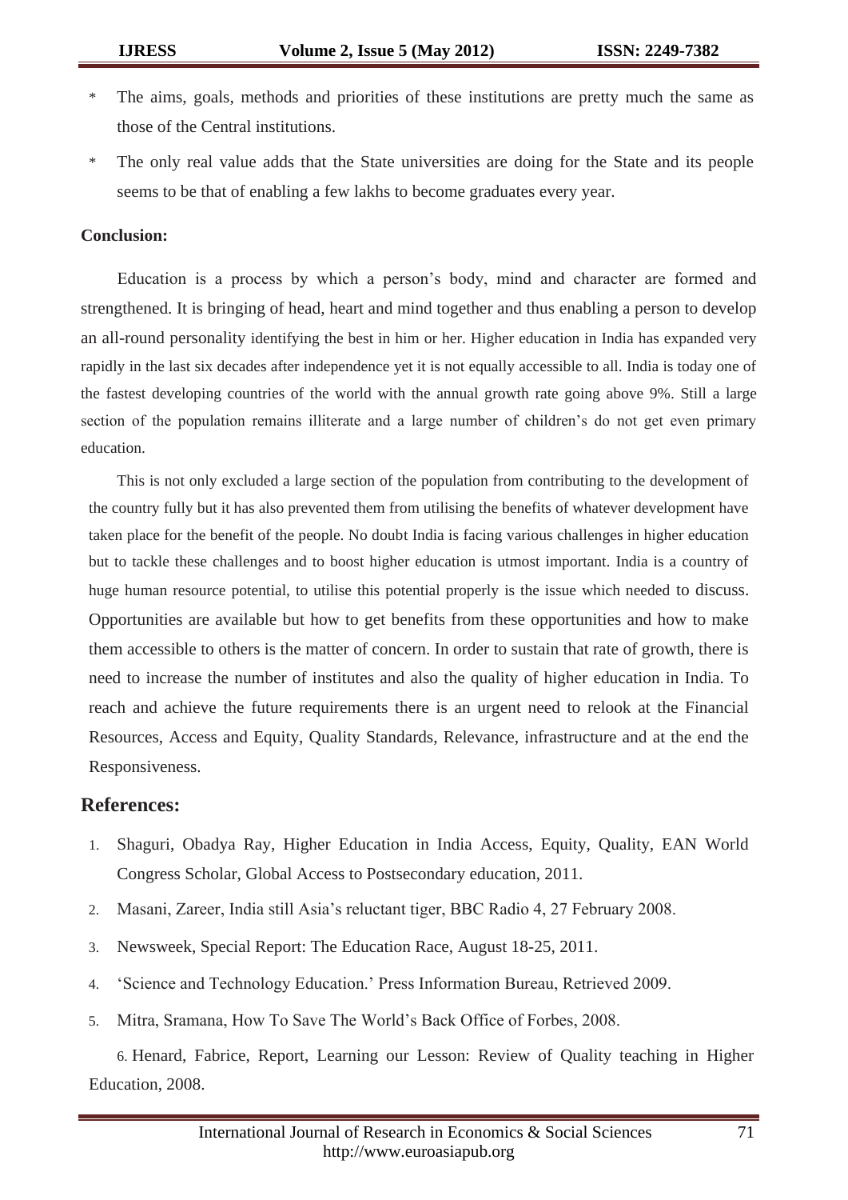* The aims, goals, methods and priorities of these institutions are pretty much the same as those of the Central institutions.
* The only real value adds that the State universities are doing for the State and its people seems to be that of enabling a few lakhs to become graduates every year.

**Conclusion:**

Education is a process by which a person's body, mind and character are formed and strengthened. It is bringing of head, heart and mind together and thus enabling a person to develop an all-round personality identifying the best in him or her. Higher education in India has expanded very rapidly in the last six decades after independence yet it is not equally accessible to all. India is today one of the fastest developing countries of the world with the annual growth rate going above 9%. Still a large section of the population remains illiterate and a large number of children's do not get even primary education.

This is not only excluded a large section of the population from contributing to the development of the country fully but it has also prevented them from utilising the benefits of whatever development have taken place for the benefit of the people. No doubt India is facing various challenges in higher education but to tackle these challenges and to boost higher education is utmost important. India is a country of huge human resource potential, to utilise this potential properly is the issue which needed to discuss. Opportunities are available but how to get benefits from these opportunities and how to make them accessible to others is the matter of concern. In order to sustain that rate of growth, there is need to increase the number of institutes and also the quality of higher education in India. To reach and achieve the future requirements there is an urgent need to relook at the Financial Resources, Access and Equity, Quality Standards, Relevance, infrastructure and at the end the Responsiveness.

## References:

1. Shaguri, Obadya Ray, Higher Education in India Access, Equity, Quality, EAN World Congress Scholar, Global Access to Postsecondary education, 2011.
2. Masani, Zareer, India still Asia's reluctant tiger, BBC Radio 4, 27 February 2008.
3. Newsweek, Special Report: The Education Race, August 18-25, 2011.
4. 'Science and Technology Education.' Press Information Bureau, Retrieved 2009.
5. Mitra, Sramana, How To Save The World's Back Office of Forbes, 2008.
6. Henard, Fabrice, Report, Learning our Lesson: Review of Quality teaching in Higher Education, 2008.